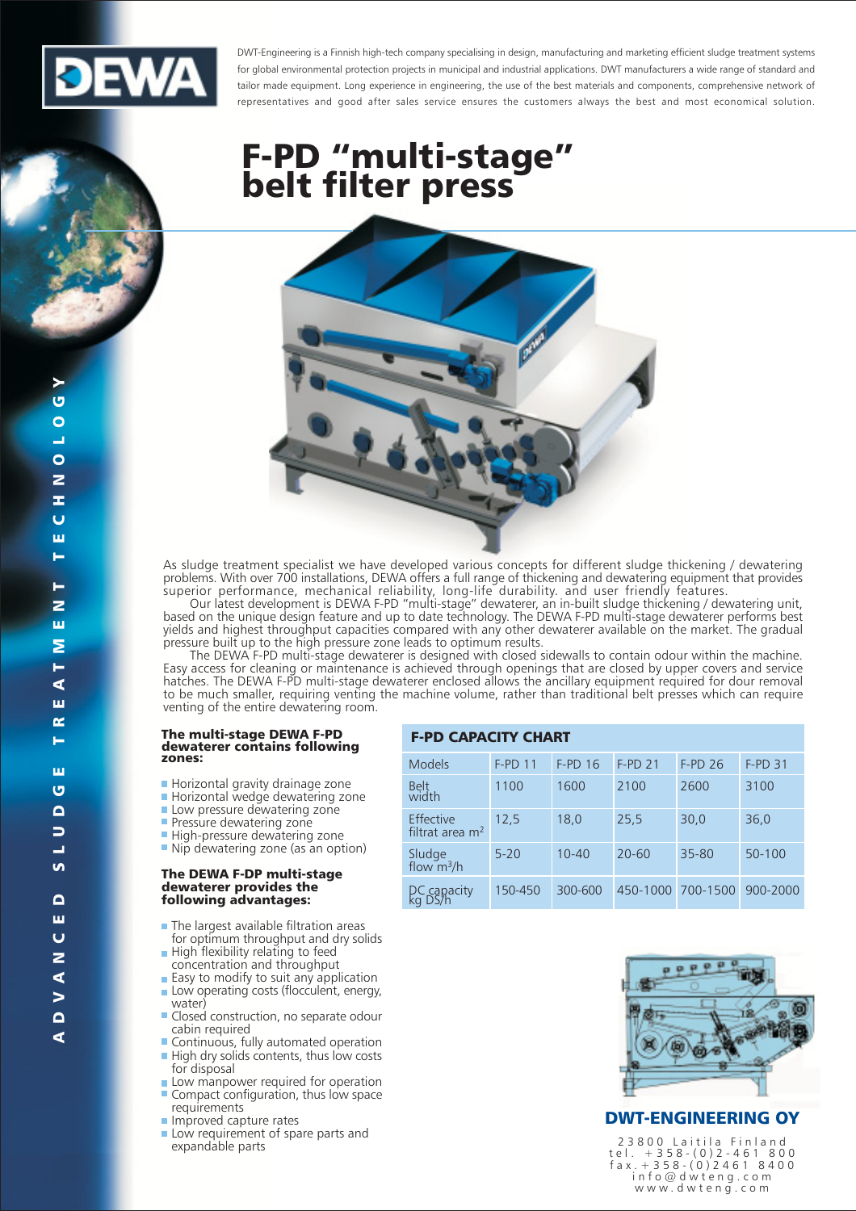DEWA

DWT-Engineering is a Finnish high-tech company specialising in design, manufacturing and marketing efficient sludge treatment systems for global environmental protection projects in municipal and industrial applications. DWT manufacturers a wide range of standard and tailor made equipment. Long experience in engineering, the use of the best materials and components, comprehensive network of representatives and good after sales service ensures the customers always the best and most economical solution.

# F-PD "multi-stage" belt filter press

ADVANCED SLUDGE TREATMENT TECHNOLOGY

As sludge treatment specialist we have developed various concepts for different sludge thickening / dewatering problems. With over 700 installations, DEWA offers a full range of thickening and dewatering equipment that provides superior performance, mechanical reliability, long-life durability. and user friendly features.

Our latest development is DEWA F-PD "multi-stage" dewaterer, an in-built sludge thickening / dewatering unit, based on the unique design feature and up to date technology. The DEWA F-PD multi-stage dewaterer performs best yields and highest throughput capacities compared with any other dewaterer available on the market. The gradual pressure built up to the high pressure zone leads to optimum results.

The DEWA F-PD multi-stage dewaterer is designed with closed sidewalls to contain odour within the machine. Easy access for cleaning or maintenance is achieved through openings that are closed by upper covers and service hatches. The DEWA F-PD multi-stage dewaterer enclosed allows the ancillary equipment required for dour removal to be much smaller, requiring venting the machine volume, rather than traditional belt presses which can require venting of the entire dewatering room.

### The multi-stage DEWA F-PD dewaterer contains following zones:

- Horizontal gravity drainage zone
- Horizontal wedge dewatering zone
- Low pressure dewatering zone
- Pressure dewatering zone
- High-pressure dewatering zone
- Nip dewatering zone (as an option)

### The DEWA F-DP multi-stage dewaterer provides the following advantages:

- The largest available filtration areas for optimum throughput and dry solids
- High flexibility relating to feed concentration and throughput
- Easy to modify to suit any application
- Low operating costs (flocculent, energy, water)
- Closed construction, no separate odour cabin required
- Continuous, fully automated operation
- High dry solids contents, thus low costs for disposal
- Low manpower required for operation
- Compact configuration, thus low space requirements
- Improved capture rates
- Low requirement of spare parts and expandable parts

### F-PD CAPACITY CHART

| Models | F-PD 11 | F-PD 16 | F-PD 21 | F-PD 26 | F-PD 31 |
|---|---|---|---|---|---|
| Belt width | 1100 | 1600 | 2100 | 2600 | 3100 |
| Effective filtrat area $m^2$ | 12,5 | 18,0 | 25,5 | 30,0 | 36,0 |
| Sludge flow $m^3/h$ | 5-20 | 10-40 | 20-60 | 35-80 | 50-100 |
| DC capacity kg DS/h | 150-450 | 300-600 | 450-1000 | 700-1500 | 900-2000 |

## DWT-ENGINEERING OY

23800 Laitila Finland
tel. +358-(0)2-461 800
fax. +358-(0)2461 8400
info@dwteng.com
www.dwteng.com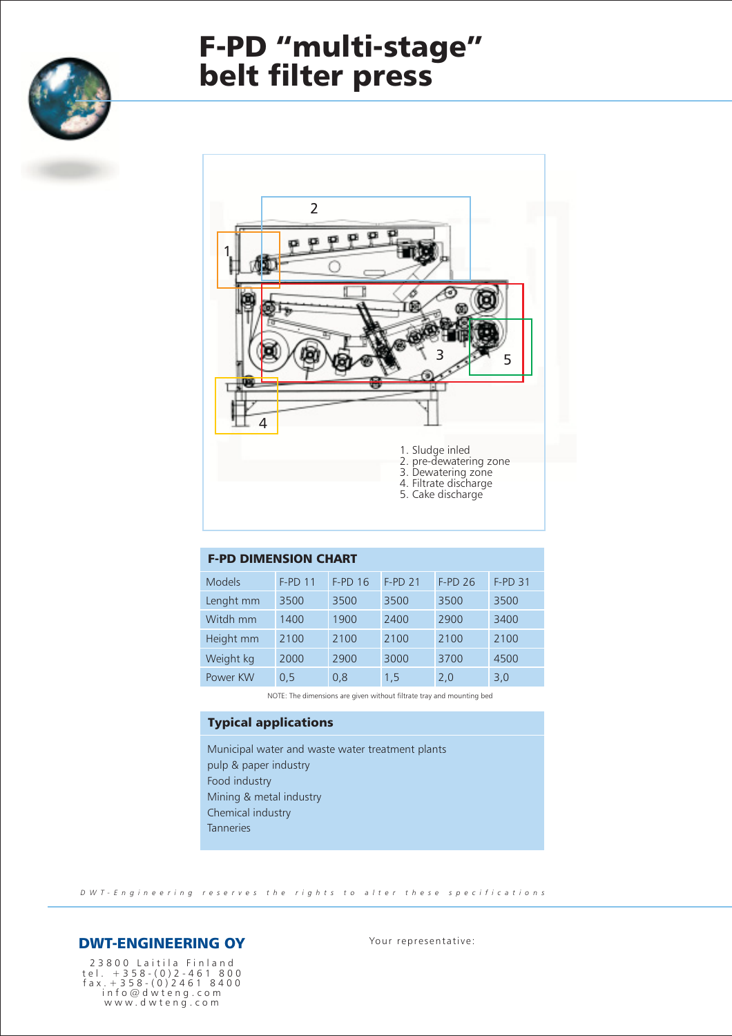# F-PD "multi-stage" belt filter press

1
2
3
4
5

1. Sludge inled
2. pre-dewatering zone
3. Dewatering zone
4. Filtrate discharge
5. Cake discharge

## F-PD DIMENSION CHART

| Models | F-PD 11 | F-PD 16 | F-PD 21 | F-PD 26 | F-PD 31 |
|---|---|---|---|---|---|
| Lenght mm | 3500 | 3500 | 3500 | 3500 | 3500 |
| Witdh mm | 1400 | 1900 | 2400 | 2900 | 3400 |
| Height mm | 2100 | 2100 | 2100 | 2100 | 2100 |
| Weight kg | 2000 | 2900 | 3000 | 3700 | 4500 |
| Power KW | 0,5 | 0,8 | 1,5 | 2,0 | 3,0 |

NOTE: The dimensions are given without filtrate tray and mounting bed

## Typical applications

Municipal water and waste water treatment plants
pulp & paper industry
Food industry
Mining & metal industry
Chemical industry
Tanneries

*DWT-Engineering reserves the rights to alter these specifications*

**DWT-ENGINEERING OY**

23800 Laitila Finland
tel. +358-(0)2-461 800
fax.+358-(0)2461 8400
info@dwteng.com
www.dwteng.com

Your representative: